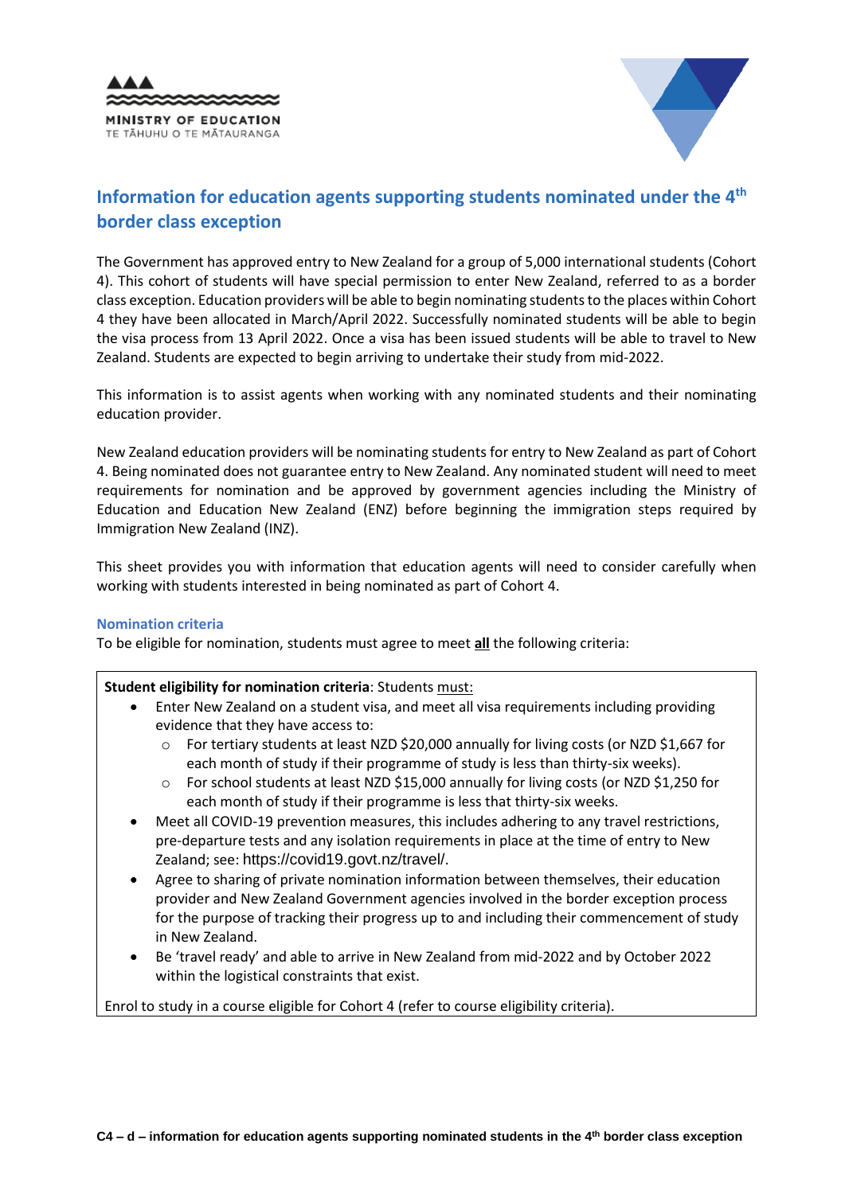MINISTRY OF EDUCATION
TE TĀHUHU O TE MĀTAURANGA

# Information for education agents supporting students nominated under the 4th border class exception

The Government has approved entry to New Zealand for a group of 5,000 international students (Cohort 4). This cohort of students will have special permission to enter New Zealand, referred to as a border class exception. Education providers will be able to begin nominating students to the places within Cohort 4 they have been allocated in March/April 2022. Successfully nominated students will be able to begin the visa process from 13 April 2022. Once a visa has been issued students will be able to travel to New Zealand. Students are expected to begin arriving to undertake their study from mid-2022.

This information is to assist agents when working with any nominated students and their nominating education provider.

New Zealand education providers will be nominating students for entry to New Zealand as part of Cohort 4. Being nominated does not guarantee entry to New Zealand. Any nominated student will need to meet requirements for nomination and be approved by government agencies including the Ministry of Education and Education New Zealand (ENZ) before beginning the immigration steps required by Immigration New Zealand (INZ).

This sheet provides you with information that education agents will need to consider carefully when working with students interested in being nominated as part of Cohort 4.

### Nomination criteria

To be eligible for nomination, students must agree to meet **all** the following criteria:

**Student eligibility for nomination criteria**: Students must:

- Enter New Zealand on a student visa, and meet all visa requirements including providing evidence that they have access to:
  - For tertiary students at least NZD $20,000 annually for living costs (or NZD $1,667 for each month of study if their programme of study is less than thirty-six weeks).
  - For school students at least NZD $15,000 annually for living costs (or NZD $1,250 for each month of study if their programme is less that thirty-six weeks.
- Meet all COVID-19 prevention measures, this includes adhering to any travel restrictions, pre-departure tests and any isolation requirements in place at the time of entry to New Zealand; see: https://covid19.govt.nz/travel/.
- Agree to sharing of private nomination information between themselves, their education provider and New Zealand Government agencies involved in the border exception process for the purpose of tracking their progress up to and including their commencement of study in New Zealand.
- Be 'travel ready' and able to arrive in New Zealand from mid-2022 and by October 2022 within the logistical constraints that exist.

Enrol to study in a course eligible for Cohort 4 (refer to course eligibility criteria).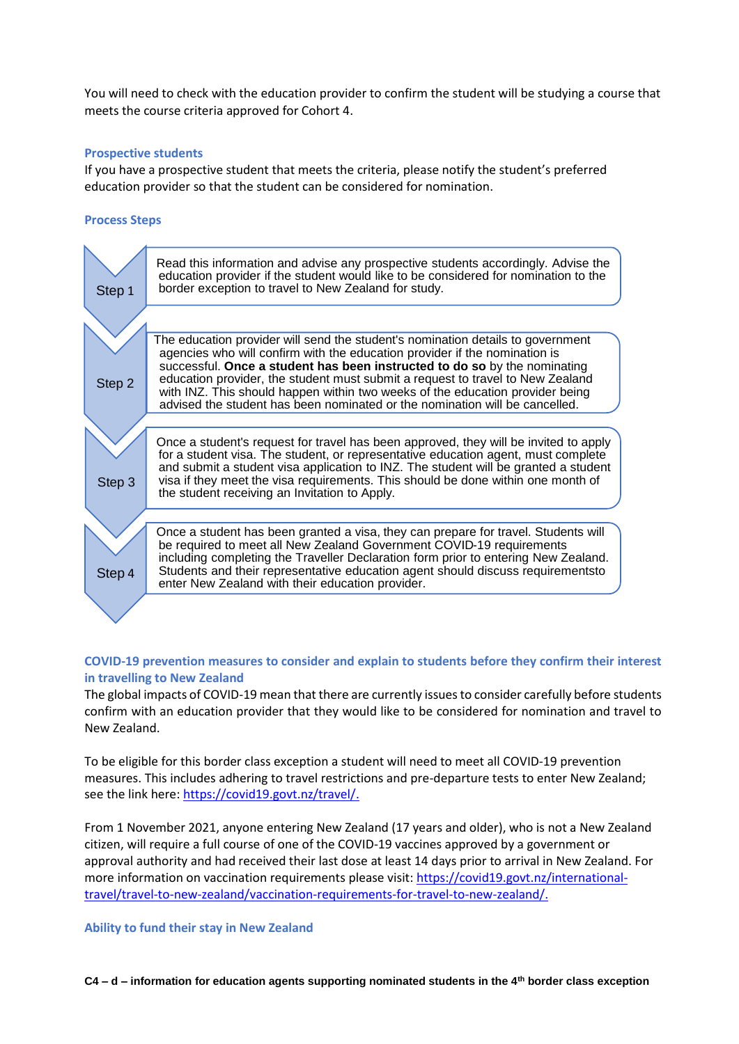You will need to check with the education provider to confirm the student will be studying a course that meets the course criteria approved for Cohort 4.

### Prospective students

If you have a prospective student that meets the criteria, please notify the student's preferred education provider so that the student can be considered for nomination.

### Process Steps

| Step | Description |
|---|---|
| Step 1 | Read this information and advise any prospective students accordingly. Advise the education provider if the student would like to be considered for nomination to the border exception to travel to New Zealand for study. |
| Step 2 | The education provider will send the student's nomination details to government agencies who will confirm with the education provider if the nomination is successful. **Once a student has been instructed to do so** by the nominating education provider, the student must submit a request to travel to New Zealand with INZ. This should happen within two weeks of the education provider being advised the student has been nominated or the nomination will be cancelled. |
| Step 3 | Once a student's request for travel has been approved, they will be invited to apply for a student visa. The student, or representative education agent, must complete and submit a student visa application to INZ. The student will be granted a student visa if they meet the visa requirements. This should be done within one month of the student receiving an Invitation to Apply. |
| Step 4 | Once a student has been granted a visa, they can prepare for travel. Students will be required to meet all New Zealand Government COVID-19 requirements including completing the Traveller Declaration form prior to entering New Zealand. Students and their representative education agent should discuss requirementsto enter New Zealand with their education provider. |

### COVID-19 prevention measures to consider and explain to students before they confirm their interest in travelling to New Zealand

The global impacts of COVID-19 mean that there are currently issues to consider carefully before students confirm with an education provider that they would like to be considered for nomination and travel to New Zealand.

To be eligible for this border class exception a student will need to meet all COVID-19 prevention measures. This includes adhering to travel restrictions and pre-departure tests to enter New Zealand; see the link here: https://covid19.govt.nz/travel/.

From 1 November 2021, anyone entering New Zealand (17 years and older), who is not a New Zealand citizen, will require a full course of one of the COVID-19 vaccines approved by a government or approval authority and had received their last dose at least 14 days prior to arrival in New Zealand. For more information on vaccination requirements please visit: https://covid19.govt.nz/international-travel/travel-to-new-zealand/vaccination-requirements-for-travel-to-new-zealand/.

### Ability to fund their stay in New Zealand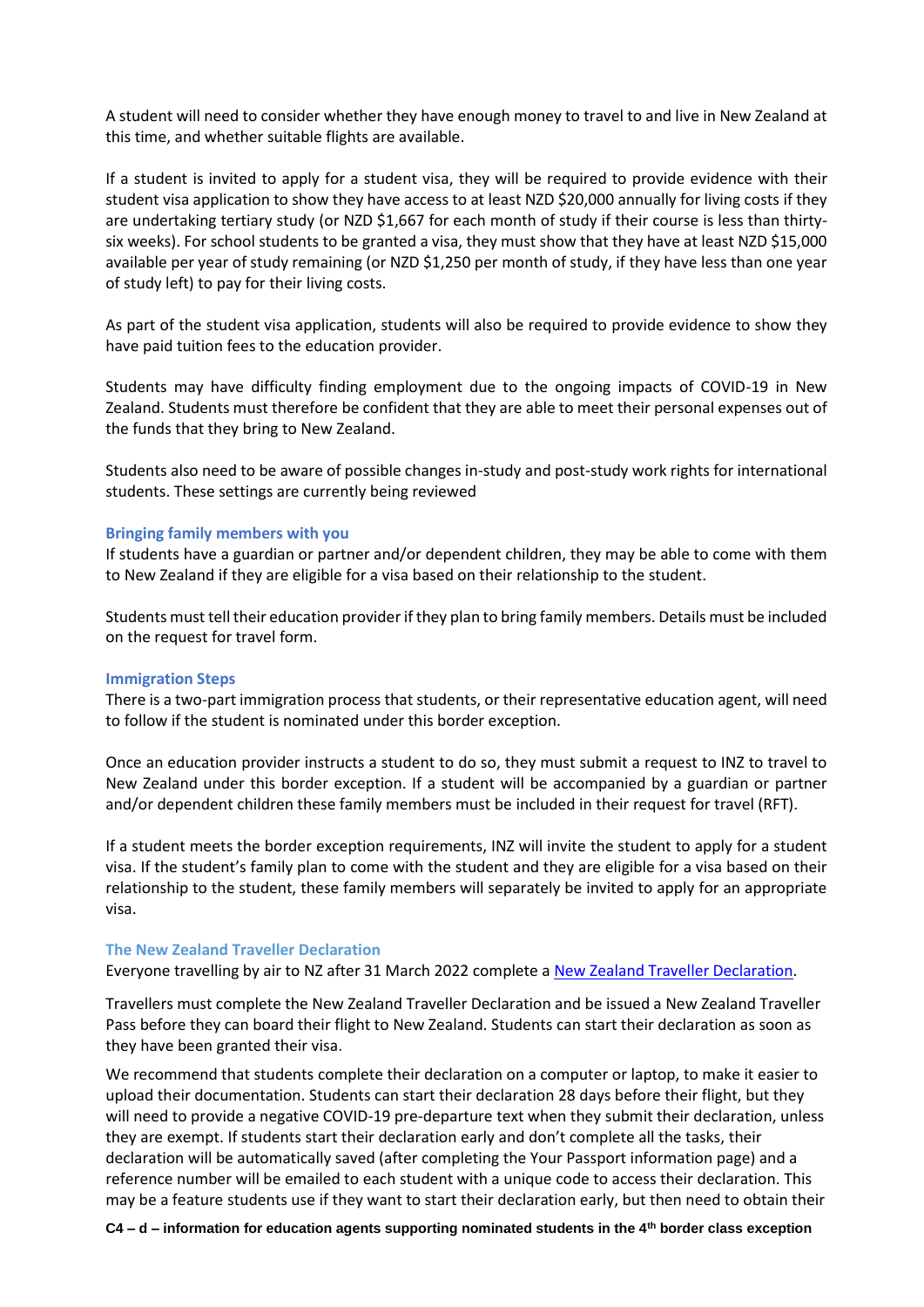A student will need to consider whether they have enough money to travel to and live in New Zealand at this time, and whether suitable flights are available.

If a student is invited to apply for a student visa, they will be required to provide evidence with their student visa application to show they have access to at least NZD $20,000 annually for living costs if they are undertaking tertiary study (or NZD $1,667 for each month of study if their course is less than thirty-six weeks). For school students to be granted a visa, they must show that they have at least NZD $15,000 available per year of study remaining (or NZD $1,250 per month of study, if they have less than one year of study left) to pay for their living costs.

As part of the student visa application, students will also be required to provide evidence to show they have paid tuition fees to the education provider.

Students may have difficulty finding employment due to the ongoing impacts of COVID-19 in New Zealand. Students must therefore be confident that they are able to meet their personal expenses out of the funds that they bring to New Zealand.

Students also need to be aware of possible changes in-study and post-study work rights for international students. These settings are currently being reviewed

### Bringing family members with you

If students have a guardian or partner and/or dependent children, they may be able to come with them to New Zealand if they are eligible for a visa based on their relationship to the student.

Students must tell their education provider if they plan to bring family members. Details must be included on the request for travel form.

### Immigration Steps

There is a two-part immigration process that students, or their representative education agent, will need to follow if the student is nominated under this border exception.

Once an education provider instructs a student to do so, they must submit a request to INZ to travel to New Zealand under this border exception. If a student will be accompanied by a guardian or partner and/or dependent children these family members must be included in their request for travel (RFT).

If a student meets the border exception requirements, INZ will invite the student to apply for a student visa. If the student's family plan to come with the student and they are eligible for a visa based on their relationship to the student, these family members will separately be invited to apply for an appropriate visa.

### The New Zealand Traveller Declaration

Everyone travelling by air to NZ after 31 March 2022 complete a [New Zealand Traveller Declaration](New Zealand Traveller Declaration).

Travellers must complete the New Zealand Traveller Declaration and be issued a New Zealand Traveller Pass before they can board their flight to New Zealand. Students can start their declaration as soon as they have been granted their visa.

We recommend that students complete their declaration on a computer or laptop, to make it easier to upload their documentation. Students can start their declaration 28 days before their flight, but they will need to provide a negative COVID-19 pre-departure text when they submit their declaration, unless they are exempt. If students start their declaration early and don't complete all the tasks, their declaration will be automatically saved (after completing the Your Passport information page) and a reference number will be emailed to each student with a unique code to access their declaration. This may be a feature students use if they want to start their declaration early, but then need to obtain their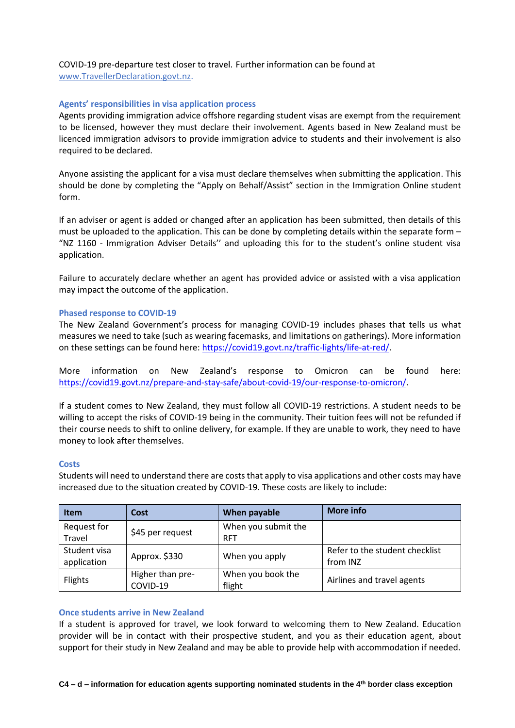COVID-19 pre-departure test closer to travel. Further information can be found at [www.TravellerDeclaration.govt.nz](http://www.TravellerDeclaration.govt.nz).

### Agents' responsibilities in visa application process

Agents providing immigration advice offshore regarding student visas are exempt from the requirement to be licensed, however they must declare their involvement. Agents based in New Zealand must be licenced immigration advisors to provide immigration advice to students and their involvement is also required to be declared.

Anyone assisting the applicant for a visa must declare themselves when submitting the application. This should be done by completing the "Apply on Behalf/Assist" section in the Immigration Online student form.

If an adviser or agent is added or changed after an application has been submitted, then details of this must be uploaded to the application. This can be done by completing details within the separate form – "NZ 1160 - Immigration Adviser Details'' and uploading this for to the student's online student visa application.

Failure to accurately declare whether an agent has provided advice or assisted with a visa application may impact the outcome of the application.

### Phased response to COVID-19

The New Zealand Government's process for managing COVID-19 includes phases that tells us what measures we need to take (such as wearing facemasks, and limitations on gatherings). More information on these settings can be found here: [https://covid19.govt.nz/traffic-lights/life-at-red/](https://covid19.govt.nz/traffic-lights/life-at-red/).

More information on New Zealand's response to Omicron can be found here: [https://covid19.govt.nz/prepare-and-stay-safe/about-covid-19/our-response-to-omicron/](https://covid19.govt.nz/prepare-and-stay-safe/about-covid-19/our-response-to-omicron/).

If a student comes to New Zealand, they must follow all COVID-19 restrictions. A student needs to be willing to accept the risks of COVID-19 being in the community. Their tuition fees will not be refunded if their course needs to shift to online delivery, for example. If they are unable to work, they need to have money to look after themselves.

### Costs

Students will need to understand there are costs that apply to visa applications and other costs may have increased due to the situation created by COVID-19. These costs are likely to include:

| Item | Cost | When payable | More info |
|---|---|---|---|
| Request for Travel | $45 per request | When you submit the RFT | |
| Student visa application | Approx. $330 | When you apply | Refer to the student checklist from INZ |
| Flights | Higher than pre-COVID-19 | When you book the flight | Airlines and travel agents |

### Once students arrive in New Zealand

If a student is approved for travel, we look forward to welcoming them to New Zealand. Education provider will be in contact with their prospective student, and you as their education agent, about support for their study in New Zealand and may be able to provide help with accommodation if needed.